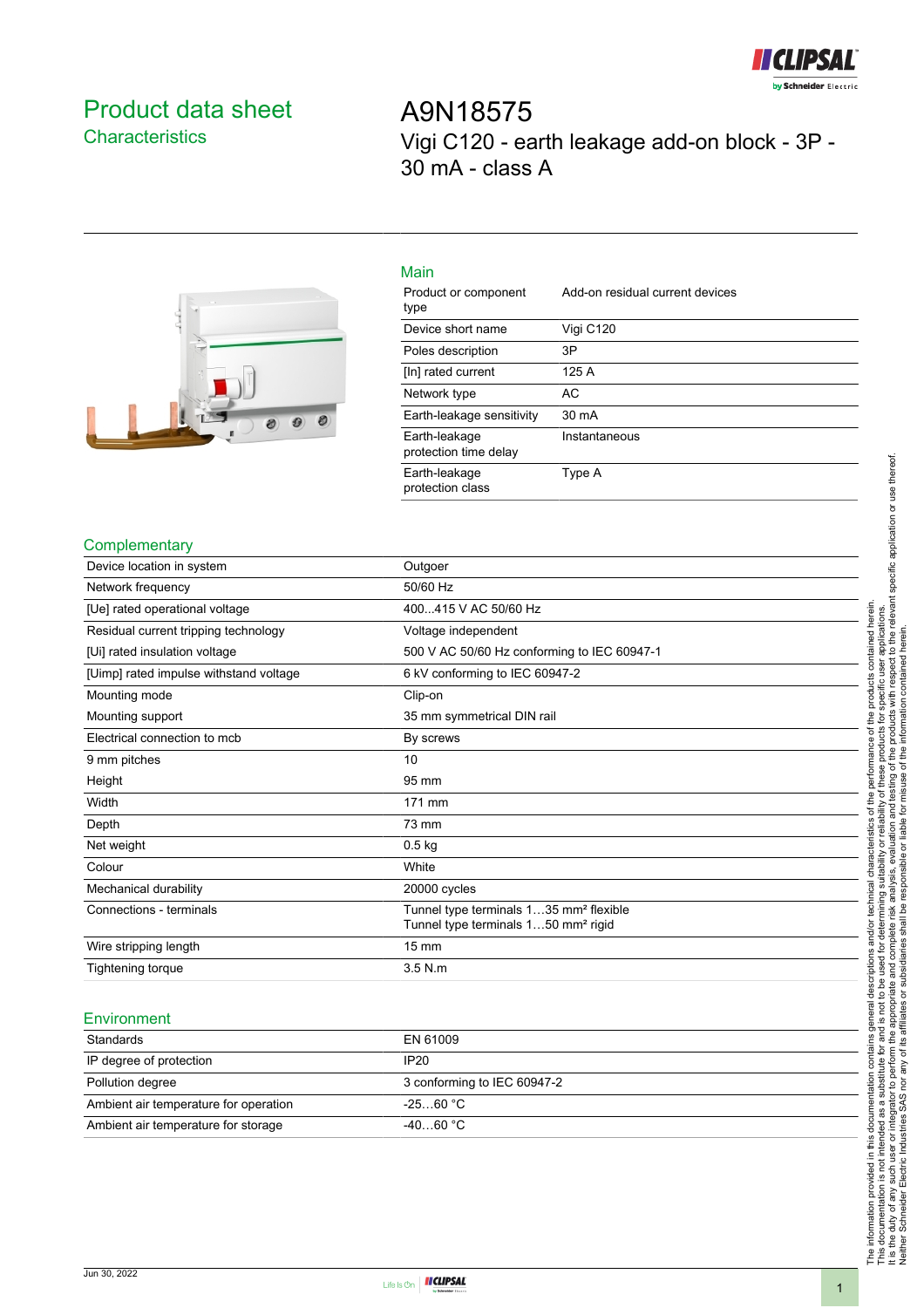# Product data sheet

## Characteristics

# A9N18575

Vigi C120 - earth leakage add-on block - 3P - 30 mA - class A

## Main

| | |
|---|---|
| Product or component type | Add-on residual current devices |
| Device short name | Vigi C120 |
| Poles description | 3P |
| [In] rated current | 125 A |
| Network type | AC |
| Earth-leakage sensitivity | 30 mA |
| Earth-leakage protection time delay | Instantaneous |
| Earth-leakage protection class | Type A |

## Complementary

| | |
|---|---|
| Device location in system | Outgoer |
| Network frequency | 50/60 Hz |
| [Ue] rated operational voltage | 400...415 V AC 50/60 Hz |
| Residual current tripping technology | Voltage independent |
| [Ui] rated insulation voltage | 500 V AC 50/60 Hz conforming to IEC 60947-1 |
| [Uimp] rated impulse withstand voltage | 6 kV conforming to IEC 60947-2 |
| Mounting mode | Clip-on |
| Mounting support | 35 mm symmetrical DIN rail |
| Electrical connection to mcb | By screws |
| 9 mm pitches | 10 |
| Height | 95 mm |
| Width | 171 mm |
| Depth | 73 mm |
| Net weight | 0.5 kg |
| Colour | White |
| Mechanical durability | 20000 cycles |
| Connections - terminals | Tunnel type terminals 1…35 mm² flexible<br>Tunnel type terminals 1…50 mm² rigid |
| Wire stripping length | 15 mm |
| Tightening torque | 3.5 N.m |

## Environment

| | |
|---|---|
| Standards | EN 61009 |
| IP degree of protection | IP20 |
| Pollution degree | 3 conforming to IEC 60947-2 |
| Ambient air temperature for operation | -25…60 °C |
| Ambient air temperature for storage | -40…60 °C |

The information provided in this documentation contains general descriptions and/or technical characteristics of the performance of the products contained herein. This documentation is not intended as a substitute for and is not to be used for determining suitability or reliability of these products for specific user applications. It is the duty of any such user or integrator to perform the appropriate and complete risk analysis, evaluation and testing of the products with respect to the relevant specific application or use thereof. Neither Schneider Electric Industries SAS nor any of its affiliates or subsidiaries shall be responsible or liable for misuse of the information contained herein.

Jun 30, 2022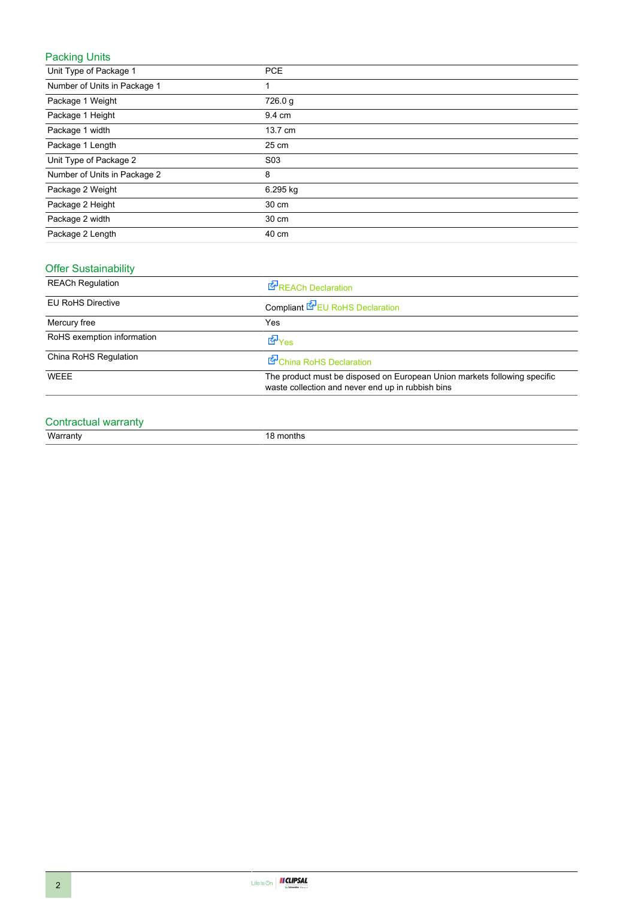## Packing Units

| | |
|---|---|
| Unit Type of Package 1 | PCE |
| Number of Units in Package 1 | 1 |
| Package 1 Weight | 726.0 g |
| Package 1 Height | 9.4 cm |
| Package 1 width | 13.7 cm |
| Package 1 Length | 25 cm |
| Unit Type of Package 2 | S03 |
| Number of Units in Package 2 | 8 |
| Package 2 Weight | 6.295 kg |
| Package 2 Height | 30 cm |
| Package 2 width | 30 cm |
| Package 2 Length | 40 cm |

## Offer Sustainability

| | |
|---|---|
| REACh Regulation | REACh Declaration |
| EU RoHS Directive | Compliant EU RoHS Declaration |
| Mercury free | Yes |
| RoHS exemption information | Yes |
| China RoHS Regulation | China RoHS Declaration |
| WEEE | The product must be disposed on European Union markets following specific waste collection and never end up in rubbish bins |

## Contractual warranty

| | |
|---|---|
| Warranty | 18 months |